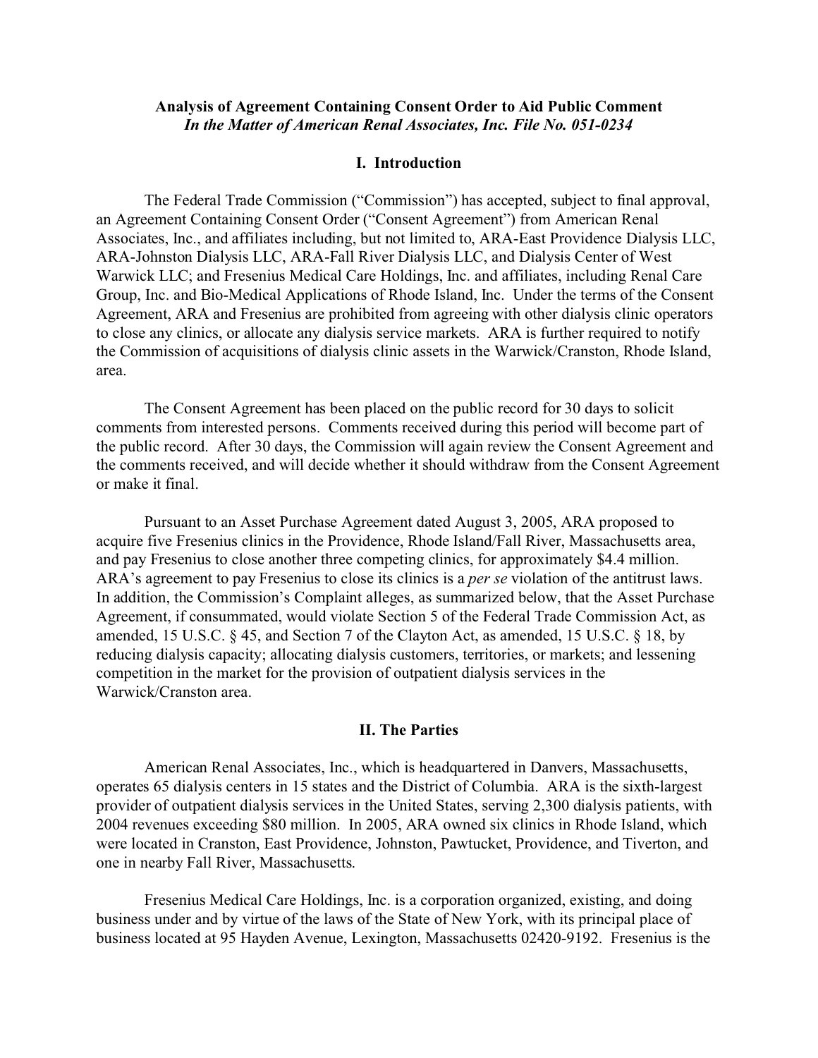**Analysis of Agreement Containing Consent Order to Aid Public Comment**
***In the Matter of American Renal Associates, Inc. File No. 051-0234***

## I. Introduction

The Federal Trade Commission ("Commission") has accepted, subject to final approval, an Agreement Containing Consent Order ("Consent Agreement") from American Renal Associates, Inc., and affiliates including, but not limited to, ARA-East Providence Dialysis LLC, ARA-Johnston Dialysis LLC, ARA-Fall River Dialysis LLC, and Dialysis Center of West Warwick LLC; and Fresenius Medical Care Holdings, Inc. and affiliates, including Renal Care Group, Inc. and Bio-Medical Applications of Rhode Island, Inc. Under the terms of the Consent Agreement, ARA and Fresenius are prohibited from agreeing with other dialysis clinic operators to close any clinics, or allocate any dialysis service markets. ARA is further required to notify the Commission of acquisitions of dialysis clinic assets in the Warwick/Cranston, Rhode Island, area.

The Consent Agreement has been placed on the public record for 30 days to solicit comments from interested persons. Comments received during this period will become part of the public record. After 30 days, the Commission will again review the Consent Agreement and the comments received, and will decide whether it should withdraw from the Consent Agreement or make it final.

Pursuant to an Asset Purchase Agreement dated August 3, 2005, ARA proposed to acquire five Fresenius clinics in the Providence, Rhode Island/Fall River, Massachusetts area, and pay Fresenius to close another three competing clinics, for approximately $4.4 million. ARA's agreement to pay Fresenius to close its clinics is a *per se* violation of the antitrust laws. In addition, the Commission's Complaint alleges, as summarized below, that the Asset Purchase Agreement, if consummated, would violate Section 5 of the Federal Trade Commission Act, as amended, 15 U.S.C. § 45, and Section 7 of the Clayton Act, as amended, 15 U.S.C. § 18, by reducing dialysis capacity; allocating dialysis customers, territories, or markets; and lessening competition in the market for the provision of outpatient dialysis services in the Warwick/Cranston area.

## II. The Parties

American Renal Associates, Inc., which is headquartered in Danvers, Massachusetts, operates 65 dialysis centers in 15 states and the District of Columbia. ARA is the sixth-largest provider of outpatient dialysis services in the United States, serving 2,300 dialysis patients, with 2004 revenues exceeding $80 million. In 2005, ARA owned six clinics in Rhode Island, which were located in Cranston, East Providence, Johnston, Pawtucket, Providence, and Tiverton, and one in nearby Fall River, Massachusetts.

Fresenius Medical Care Holdings, Inc. is a corporation organized, existing, and doing business under and by virtue of the laws of the State of New York, with its principal place of business located at 95 Hayden Avenue, Lexington, Massachusetts 02420-9192. Fresenius is the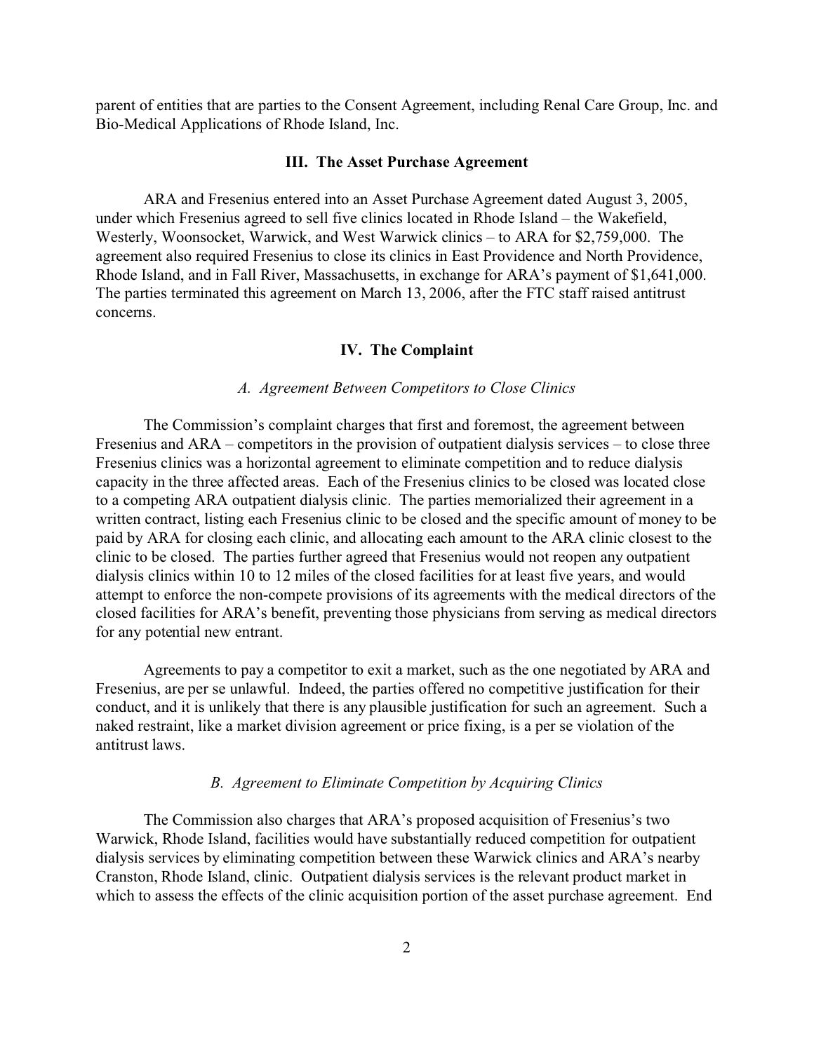parent of entities that are parties to the Consent Agreement, including Renal Care Group, Inc. and Bio-Medical Applications of Rhode Island, Inc.

## III. The Asset Purchase Agreement

ARA and Fresenius entered into an Asset Purchase Agreement dated August 3, 2005, under which Fresenius agreed to sell five clinics located in Rhode Island – the Wakefield, Westerly, Woonsocket, Warwick, and West Warwick clinics – to ARA for $2,759,000. The agreement also required Fresenius to close its clinics in East Providence and North Providence, Rhode Island, and in Fall River, Massachusetts, in exchange for ARA's payment of $1,641,000. The parties terminated this agreement on March 13, 2006, after the FTC staff raised antitrust concerns.

## IV. The Complaint

### *A. Agreement Between Competitors to Close Clinics*

The Commission's complaint charges that first and foremost, the agreement between Fresenius and ARA – competitors in the provision of outpatient dialysis services – to close three Fresenius clinics was a horizontal agreement to eliminate competition and to reduce dialysis capacity in the three affected areas. Each of the Fresenius clinics to be closed was located close to a competing ARA outpatient dialysis clinic. The parties memorialized their agreement in a written contract, listing each Fresenius clinic to be closed and the specific amount of money to be paid by ARA for closing each clinic, and allocating each amount to the ARA clinic closest to the clinic to be closed. The parties further agreed that Fresenius would not reopen any outpatient dialysis clinics within 10 to 12 miles of the closed facilities for at least five years, and would attempt to enforce the non-compete provisions of its agreements with the medical directors of the closed facilities for ARA's benefit, preventing those physicians from serving as medical directors for any potential new entrant.

Agreements to pay a competitor to exit a market, such as the one negotiated by ARA and Fresenius, are per se unlawful. Indeed, the parties offered no competitive justification for their conduct, and it is unlikely that there is any plausible justification for such an agreement. Such a naked restraint, like a market division agreement or price fixing, is a per se violation of the antitrust laws.

### *B. Agreement to Eliminate Competition by Acquiring Clinics*

The Commission also charges that ARA's proposed acquisition of Fresenius's two Warwick, Rhode Island, facilities would have substantially reduced competition for outpatient dialysis services by eliminating competition between these Warwick clinics and ARA's nearby Cranston, Rhode Island, clinic. Outpatient dialysis services is the relevant product market in which to assess the effects of the clinic acquisition portion of the asset purchase agreement. End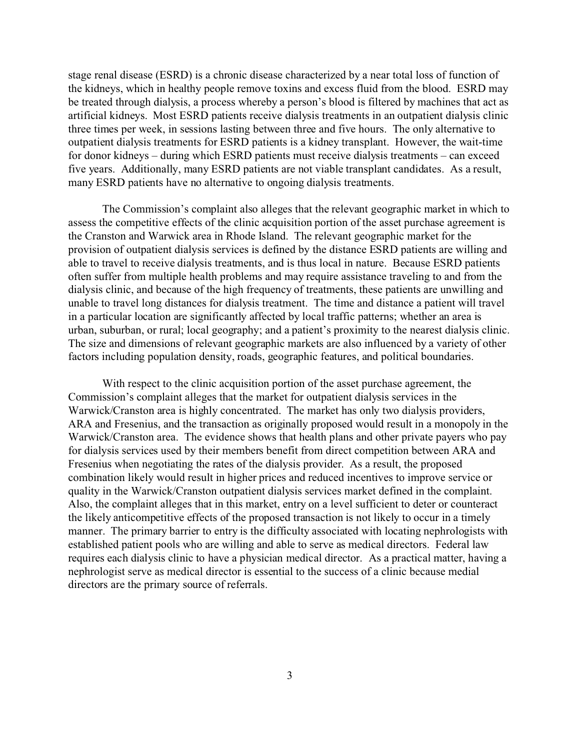stage renal disease (ESRD) is a chronic disease characterized by a near total loss of function of the kidneys, which in healthy people remove toxins and excess fluid from the blood. ESRD may be treated through dialysis, a process whereby a person's blood is filtered by machines that act as artificial kidneys. Most ESRD patients receive dialysis treatments in an outpatient dialysis clinic three times per week, in sessions lasting between three and five hours. The only alternative to outpatient dialysis treatments for ESRD patients is a kidney transplant. However, the wait-time for donor kidneys – during which ESRD patients must receive dialysis treatments – can exceed five years. Additionally, many ESRD patients are not viable transplant candidates. As a result, many ESRD patients have no alternative to ongoing dialysis treatments.

The Commission's complaint also alleges that the relevant geographic market in which to assess the competitive effects of the clinic acquisition portion of the asset purchase agreement is the Cranston and Warwick area in Rhode Island. The relevant geographic market for the provision of outpatient dialysis services is defined by the distance ESRD patients are willing and able to travel to receive dialysis treatments, and is thus local in nature. Because ESRD patients often suffer from multiple health problems and may require assistance traveling to and from the dialysis clinic, and because of the high frequency of treatments, these patients are unwilling and unable to travel long distances for dialysis treatment. The time and distance a patient will travel in a particular location are significantly affected by local traffic patterns; whether an area is urban, suburban, or rural; local geography; and a patient's proximity to the nearest dialysis clinic. The size and dimensions of relevant geographic markets are also influenced by a variety of other factors including population density, roads, geographic features, and political boundaries.

With respect to the clinic acquisition portion of the asset purchase agreement, the Commission's complaint alleges that the market for outpatient dialysis services in the Warwick/Cranston area is highly concentrated. The market has only two dialysis providers, ARA and Fresenius, and the transaction as originally proposed would result in a monopoly in the Warwick/Cranston area. The evidence shows that health plans and other private payers who pay for dialysis services used by their members benefit from direct competition between ARA and Fresenius when negotiating the rates of the dialysis provider. As a result, the proposed combination likely would result in higher prices and reduced incentives to improve service or quality in the Warwick/Cranston outpatient dialysis services market defined in the complaint. Also, the complaint alleges that in this market, entry on a level sufficient to deter or counteract the likely anticompetitive effects of the proposed transaction is not likely to occur in a timely manner. The primary barrier to entry is the difficulty associated with locating nephrologists with established patient pools who are willing and able to serve as medical directors. Federal law requires each dialysis clinic to have a physician medical director. As a practical matter, having a nephrologist serve as medical director is essential to the success of a clinic because medial directors are the primary source of referrals.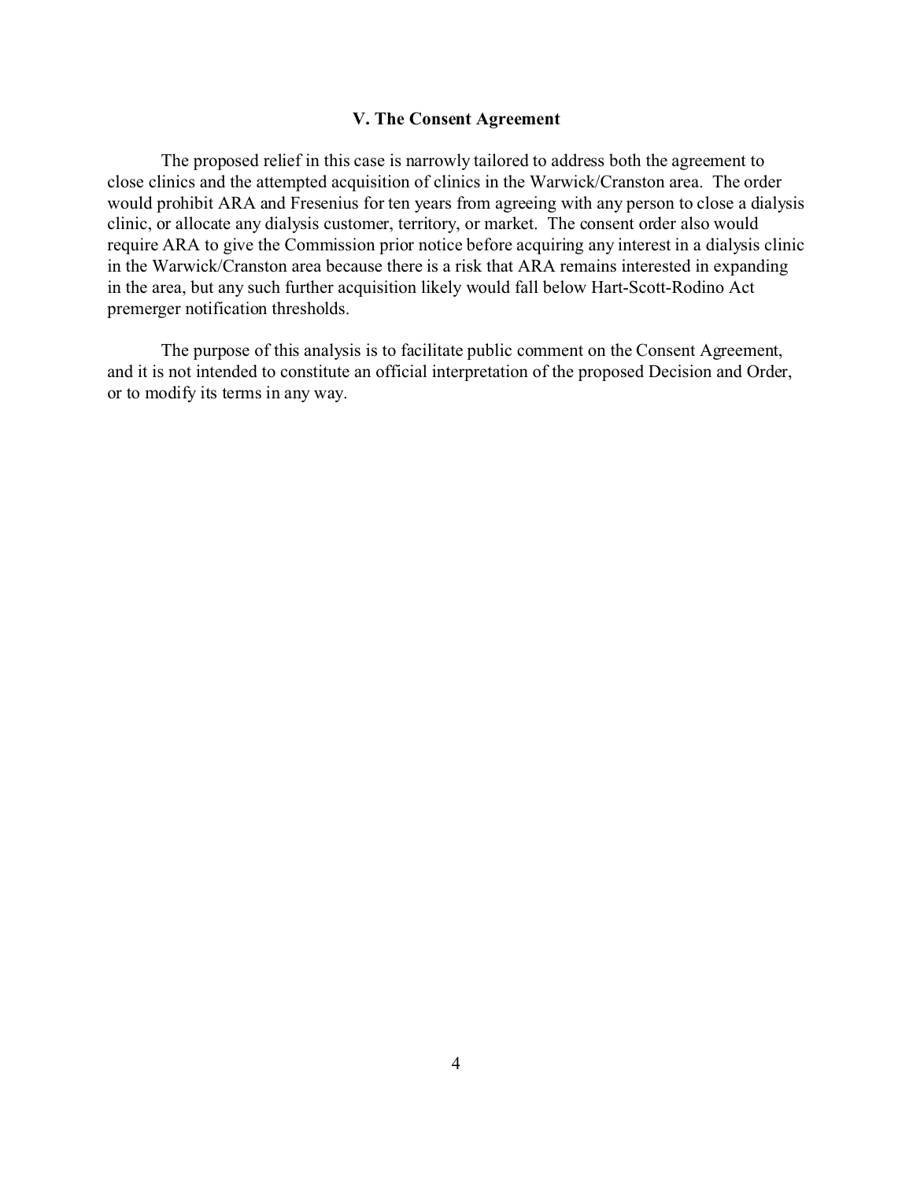## V. The Consent Agreement

The proposed relief in this case is narrowly tailored to address both the agreement to close clinics and the attempted acquisition of clinics in the Warwick/Cranston area. The order would prohibit ARA and Fresenius for ten years from agreeing with any person to close a dialysis clinic, or allocate any dialysis customer, territory, or market. The consent order also would require ARA to give the Commission prior notice before acquiring any interest in a dialysis clinic in the Warwick/Cranston area because there is a risk that ARA remains interested in expanding in the area, but any such further acquisition likely would fall below Hart-Scott-Rodino Act premerger notification thresholds.

The purpose of this analysis is to facilitate public comment on the Consent Agreement, and it is not intended to constitute an official interpretation of the proposed Decision and Order, or to modify its terms in any way.